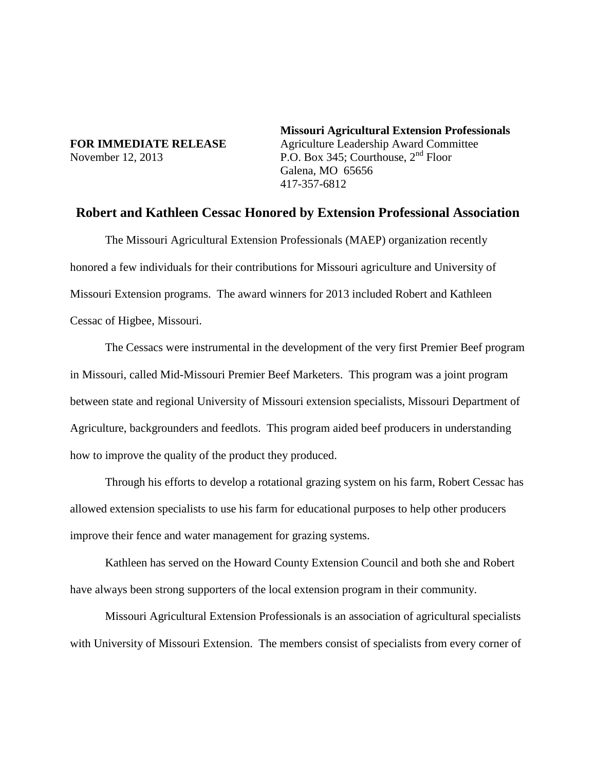**FOR IMMEDIATE RELEASE**
November 12, 2013

**Missouri Agricultural Extension Professionals**
Agriculture Leadership Award Committee
P.O. Box 345; Courthouse, 2nd Floor
Galena, MO 65656
417-357-6812

## Robert and Kathleen Cessac Honored by Extension Professional Association

The Missouri Agricultural Extension Professionals (MAEP) organization recently honored a few individuals for their contributions for Missouri agriculture and University of Missouri Extension programs. The award winners for 2013 included Robert and Kathleen Cessac of Higbee, Missouri.

The Cessacs were instrumental in the development of the very first Premier Beef program in Missouri, called Mid-Missouri Premier Beef Marketers. This program was a joint program between state and regional University of Missouri extension specialists, Missouri Department of Agriculture, backgrounders and feedlots. This program aided beef producers in understanding how to improve the quality of the product they produced.

Through his efforts to develop a rotational grazing system on his farm, Robert Cessac has allowed extension specialists to use his farm for educational purposes to help other producers improve their fence and water management for grazing systems.

Kathleen has served on the Howard County Extension Council and both she and Robert have always been strong supporters of the local extension program in their community.

Missouri Agricultural Extension Professionals is an association of agricultural specialists with University of Missouri Extension. The members consist of specialists from every corner of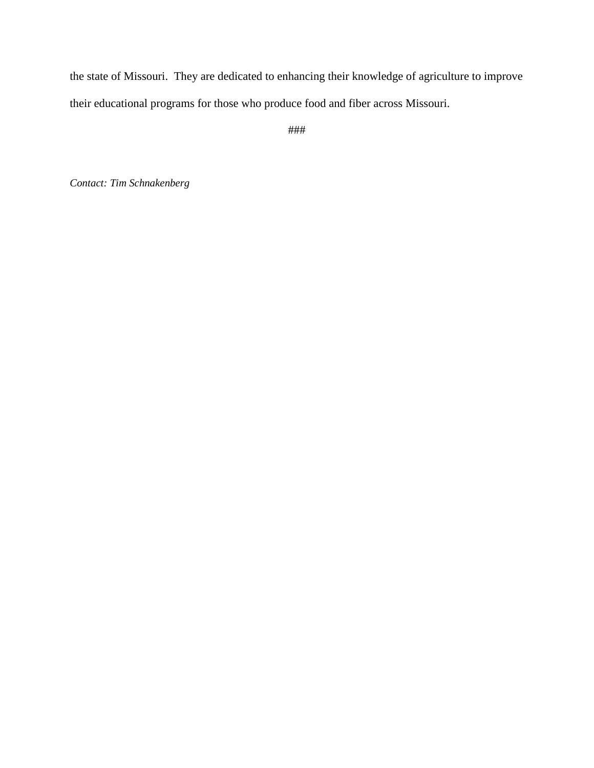the state of Missouri.  They are dedicated to enhancing their knowledge of agriculture to improve their educational programs for those who produce food and fiber across Missouri.

###

*Contact: Tim Schnakenberg*